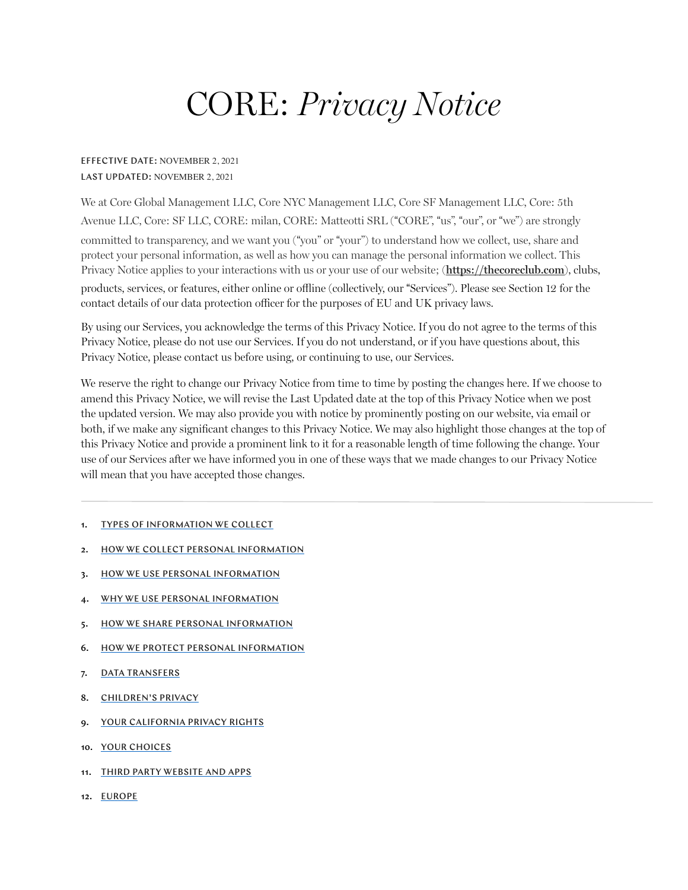# CORE: *Privacy Notice*

**EFFECTIVE DATE:** NOVEMBER 2, 2021
**LAST UPDATED:** NOVEMBER 2, 2021

We at Core Global Management LLC, Core NYC Management LLC, Core SF Management LLC, Core: 5th Avenue LLC, Core: SF LLC, CORE: milan, CORE: Matteotti SRL ("CORE", "us", "our", or "we") are strongly committed to transparency, and we want you ("you" or "your") to understand how we collect, use, share and protect your personal information, as well as how you can manage the personal information we collect. This Privacy Notice applies to your interactions with us or your use of our website; (**https://thecoreclub.com**), clubs, products, services, or features, either online or offline (collectively, our "Services"). Please see Section 12 for the contact details of our data protection officer for the purposes of EU and UK privacy laws.

By using our Services, you acknowledge the terms of this Privacy Notice. If you do not agree to the terms of this Privacy Notice, please do not use our Services. If you do not understand, or if you have questions about, this Privacy Notice, please contact us before using, or continuing to use, our Services.

We reserve the right to change our Privacy Notice from time to time by posting the changes here. If we choose to amend this Privacy Notice, we will revise the Last Updated date at the top of this Privacy Notice when we post the updated version. We may also provide you with notice by prominently posting on our website, via email or both, if we make any significant changes to this Privacy Notice. We may also highlight those changes at the top of this Privacy Notice and provide a prominent link to it for a reasonable length of time following the change. Your use of our Services after we have informed you in one of these ways that we made changes to our Privacy Notice will mean that you have accepted those changes.

---

1. TYPES OF INFORMATION WE COLLECT
2. HOW WE COLLECT PERSONAL INFORMATION
3. HOW WE USE PERSONAL INFORMATION
4. WHY WE USE PERSONAL INFORMATION
5. HOW WE SHARE PERSONAL INFORMATION
6. HOW WE PROTECT PERSONAL INFORMATION
7. DATA TRANSFERS
8. CHILDREN'S PRIVACY
9. YOUR CALIFORNIA PRIVACY RIGHTS
10. YOUR CHOICES
11. THIRD PARTY WEBSITE AND APPS
12. EUROPE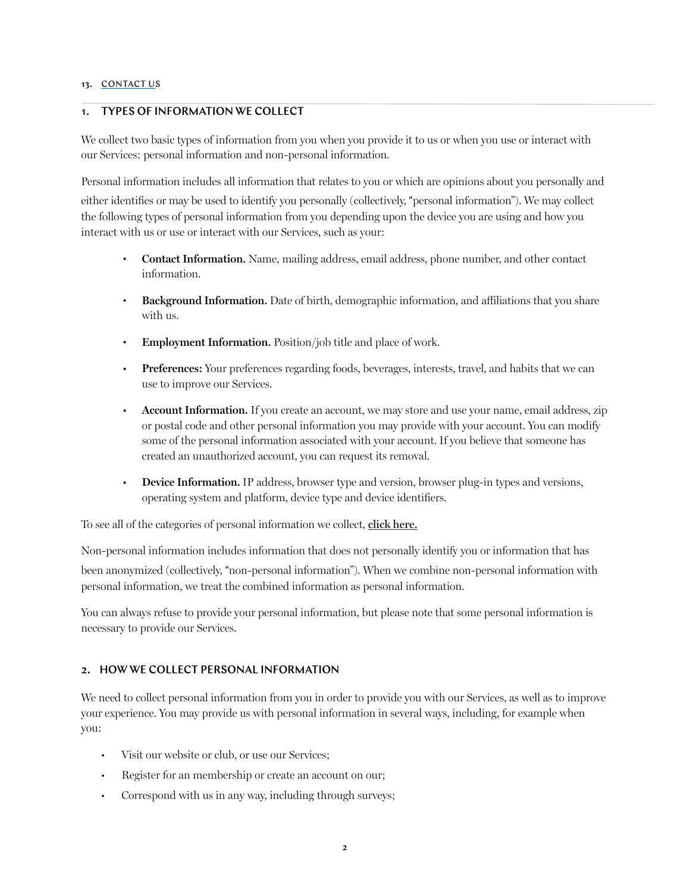13. CONTACT US

## 1. TYPES OF INFORMATION WE COLLECT

We collect two basic types of information from you when you provide it to us or when you use or interact with our Services: personal information and non-personal information.

Personal information includes all information that relates to you or which are opinions about you personally and either identifies or may be used to identify you personally (collectively, "personal information"). We may collect the following types of personal information from you depending upon the device you are using and how you interact with us or use or interact with our Services, such as your:

- **Contact Information.** Name, mailing address, email address, phone number, and other contact information.
- **Background Information.** Date of birth, demographic information, and affiliations that you share with us.
- **Employment Information.** Position/job title and place of work.
- **Preferences:** Your preferences regarding foods, beverages, interests, travel, and habits that we can use to improve our Services.
- **Account Information.** If you create an account, we may store and use your name, email address, zip or postal code and other personal information you may provide with your account. You can modify some of the personal information associated with your account. If you believe that someone has created an unauthorized account, you can request its removal.
- **Device Information.** IP address, browser type and version, browser plug-in types and versions, operating system and platform, device type and device identifiers.

To see all of the categories of personal information we collect, **click here.**

Non-personal information includes information that does not personally identify you or information that has been anonymized (collectively, "non-personal information"). When we combine non-personal information with personal information, we treat the combined information as personal information.

You can always refuse to provide your personal information, but please note that some personal information is necessary to provide our Services.

## 2. HOW WE COLLECT PERSONAL INFORMATION

We need to collect personal information from you in order to provide you with our Services, as well as to improve your experience. You may provide us with personal information in several ways, including, for example when you:

- Visit our website or club, or use our Services;
- Register for an membership or create an account on our;
- Correspond with us in any way, including through surveys;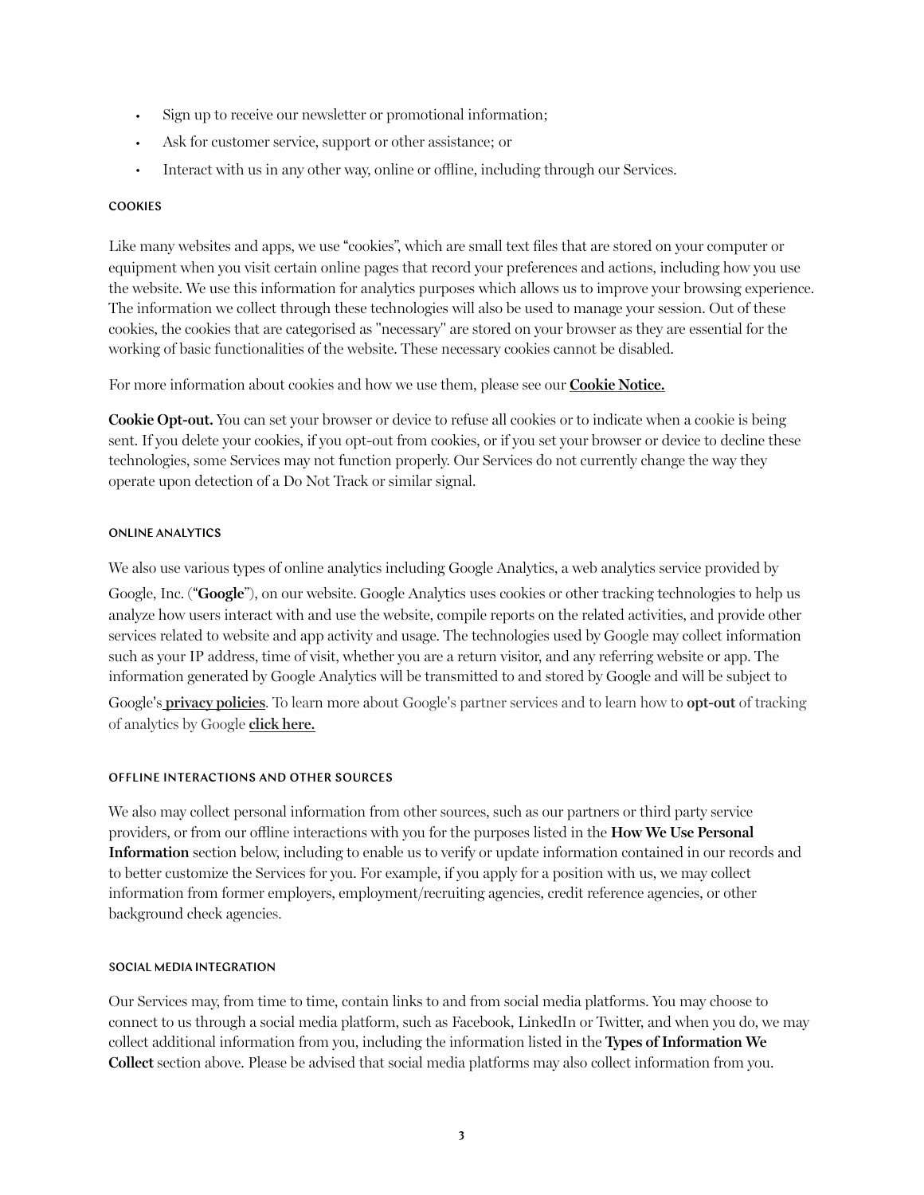- Sign up to receive our newsletter or promotional information;
- Ask for customer service, support or other assistance; or
- Interact with us in any other way, online or offline, including through our Services.

#### COOKIES

Like many websites and apps, we use "cookies", which are small text files that are stored on your computer or equipment when you visit certain online pages that record your preferences and actions, including how you use the website. We use this information for analytics purposes which allows us to improve your browsing experience. The information we collect through these technologies will also be used to manage your session. Out of these cookies, the cookies that are categorised as "necessary" are stored on your browser as they are essential for the working of basic functionalities of the website. These necessary cookies cannot be disabled.

For more information about cookies and how we use them, please see our **Cookie Notice.**

**Cookie Opt-out.** You can set your browser or device to refuse all cookies or to indicate when a cookie is being sent. If you delete your cookies, if you opt-out from cookies, or if you set your browser or device to decline these technologies, some Services may not function properly. Our Services do not currently change the way they operate upon detection of a Do Not Track or similar signal.

#### ONLINE ANALYTICS

We also use various types of online analytics including Google Analytics, a web analytics service provided by Google, Inc. ("**Google**"), on our website. Google Analytics uses cookies or other tracking technologies to help us analyze how users interact with and use the website, compile reports on the related activities, and provide other services related to website and app activity and usage. The technologies used by Google may collect information such as your IP address, time of visit, whether you are a return visitor, and any referring website or app. The information generated by Google Analytics will be transmitted to and stored by Google and will be subject to Google's **privacy policies**. To learn more about Google's partner services and to learn how to **opt-out** of tracking of analytics by Google **click here.**

#### OFFLINE INTERACTIONS AND OTHER SOURCES

We also may collect personal information from other sources, such as our partners or third party service providers, or from our offline interactions with you for the purposes listed in the **How We Use Personal Information** section below, including to enable us to verify or update information contained in our records and to better customize the Services for you. For example, if you apply for a position with us, we may collect information from former employers, employment/recruiting agencies, credit reference agencies, or other background check agencies.

#### SOCIAL MEDIA INTEGRATION

Our Services may, from time to time, contain links to and from social media platforms. You may choose to connect to us through a social media platform, such as Facebook, LinkedIn or Twitter, and when you do, we may collect additional information from you, including the information listed in the **Types of Information We Collect** section above. Please be advised that social media platforms may also collect information from you.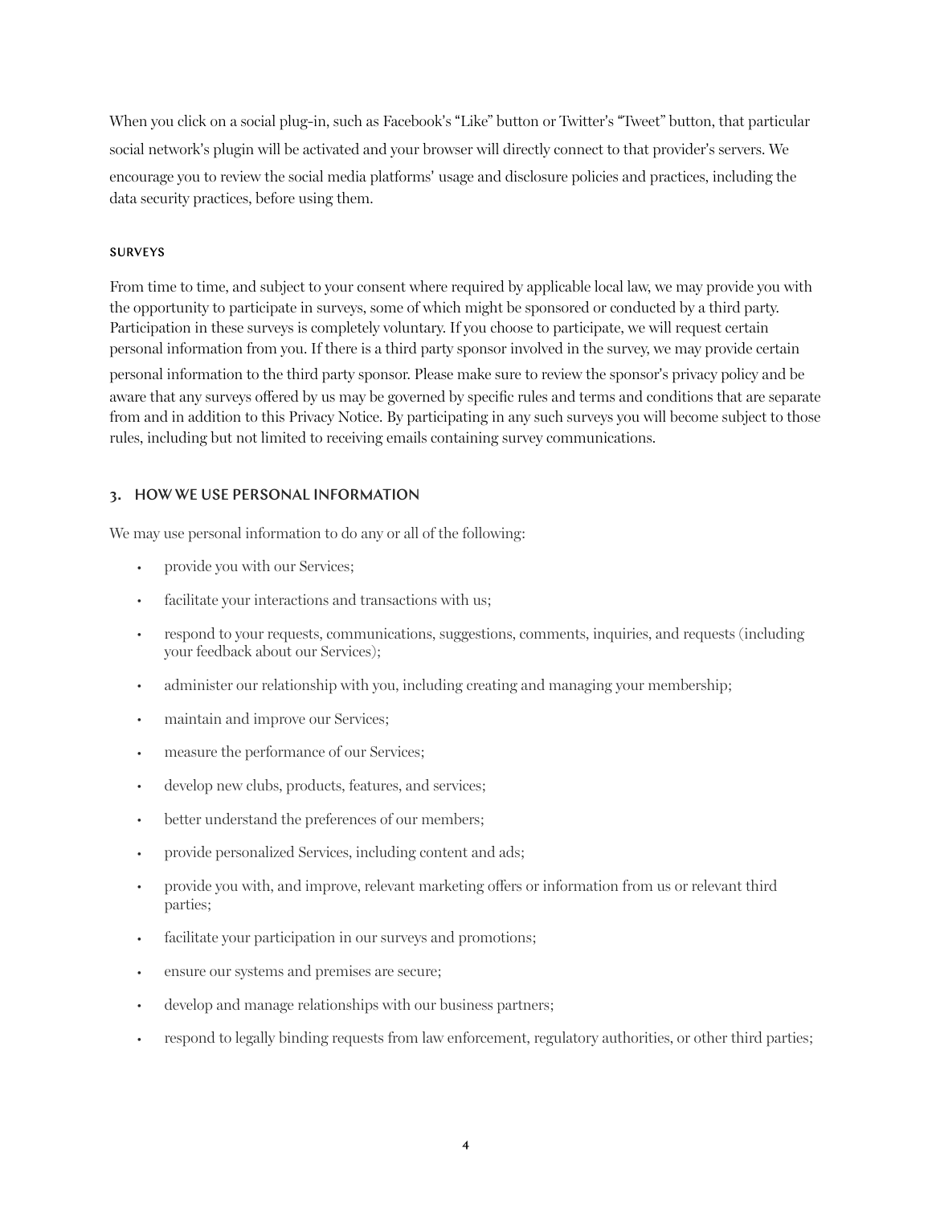When you click on a social plug-in, such as Facebook's "Like" button or Twitter's "Tweet" button, that particular social network's plugin will be activated and your browser will directly connect to that provider's servers. We encourage you to review the social media platforms' usage and disclosure policies and practices, including the data security practices, before using them.

#### SURVEYS

From time to time, and subject to your consent where required by applicable local law, we may provide you with the opportunity to participate in surveys, some of which might be sponsored or conducted by a third party. Participation in these surveys is completely voluntary. If you choose to participate, we will request certain personal information from you. If there is a third party sponsor involved in the survey, we may provide certain personal information to the third party sponsor. Please make sure to review the sponsor's privacy policy and be aware that any surveys offered by us may be governed by specific rules and terms and conditions that are separate from and in addition to this Privacy Notice. By participating in any such surveys you will become subject to those rules, including but not limited to receiving emails containing survey communications.

### 3. HOW WE USE PERSONAL INFORMATION

We may use personal information to do any or all of the following:

- provide you with our Services;
- facilitate your interactions and transactions with us;
- respond to your requests, communications, suggestions, comments, inquiries, and requests (including your feedback about our Services);
- administer our relationship with you, including creating and managing your membership;
- maintain and improve our Services;
- measure the performance of our Services;
- develop new clubs, products, features, and services;
- better understand the preferences of our members;
- provide personalized Services, including content and ads;
- provide you with, and improve, relevant marketing offers or information from us or relevant third parties;
- facilitate your participation in our surveys and promotions;
- ensure our systems and premises are secure;
- develop and manage relationships with our business partners;
- respond to legally binding requests from law enforcement, regulatory authorities, or other third parties;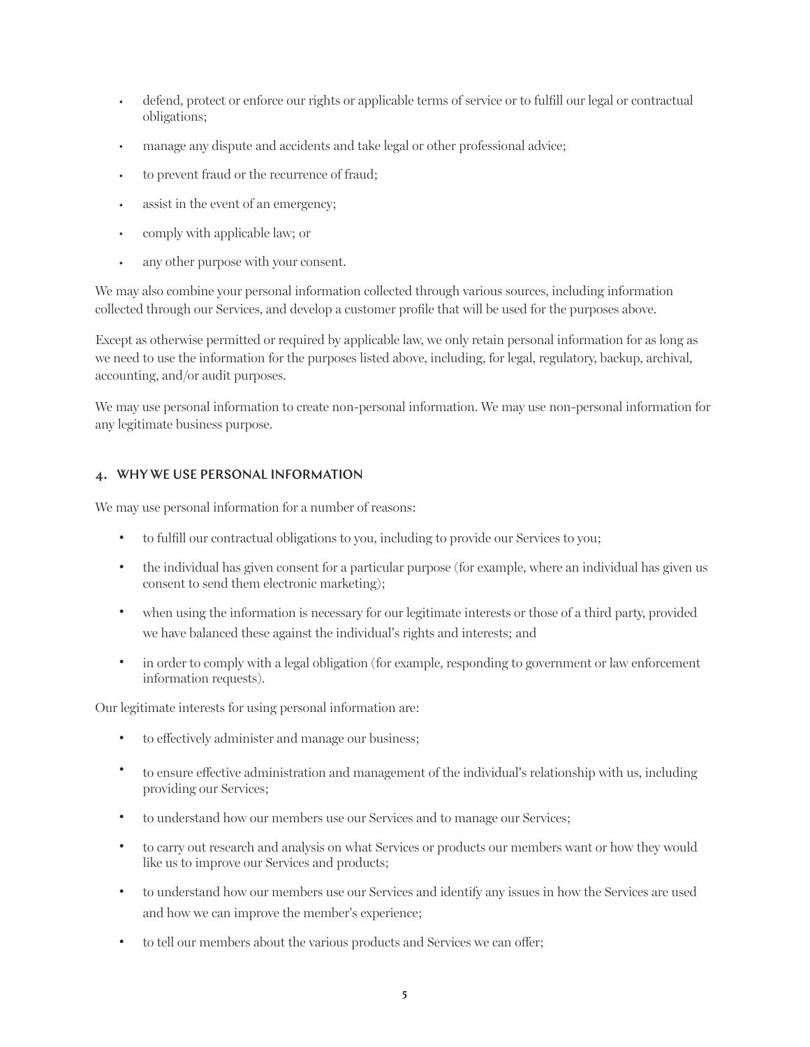- defend, protect or enforce our rights or applicable terms of service or to fulfill our legal or contractual obligations;
- manage any dispute and accidents and take legal or other professional advice;
- to prevent fraud or the recurrence of fraud;
- assist in the event of an emergency;
- comply with applicable law; or
- any other purpose with your consent.

We may also combine your personal information collected through various sources, including information collected through our Services, and develop a customer profile that will be used for the purposes above.

Except as otherwise permitted or required by applicable law, we only retain personal information for as long as we need to use the information for the purposes listed above, including, for legal, regulatory, backup, archival, accounting, and/or audit purposes.

We may use personal information to create non-personal information. We may use non-personal information for any legitimate business purpose.

## 4. WHY WE USE PERSONAL INFORMATION

We may use personal information for a number of reasons:

- to fulfill our contractual obligations to you, including to provide our Services to you;
- the individual has given consent for a particular purpose (for example, where an individual has given us consent to send them electronic marketing);
- when using the information is necessary for our legitimate interests or those of a third party, provided we have balanced these against the individual's rights and interests; and
- in order to comply with a legal obligation (for example, responding to government or law enforcement information requests).

Our legitimate interests for using personal information are:

- to effectively administer and manage our business;
- to ensure effective administration and management of the individual's relationship with us, including providing our Services;
- to understand how our members use our Services and to manage our Services;
- to carry out research and analysis on what Services or products our members want or how they would like us to improve our Services and products;
- to understand how our members use our Services and identify any issues in how the Services are used and how we can improve the member's experience;
- to tell our members about the various products and Services we can offer;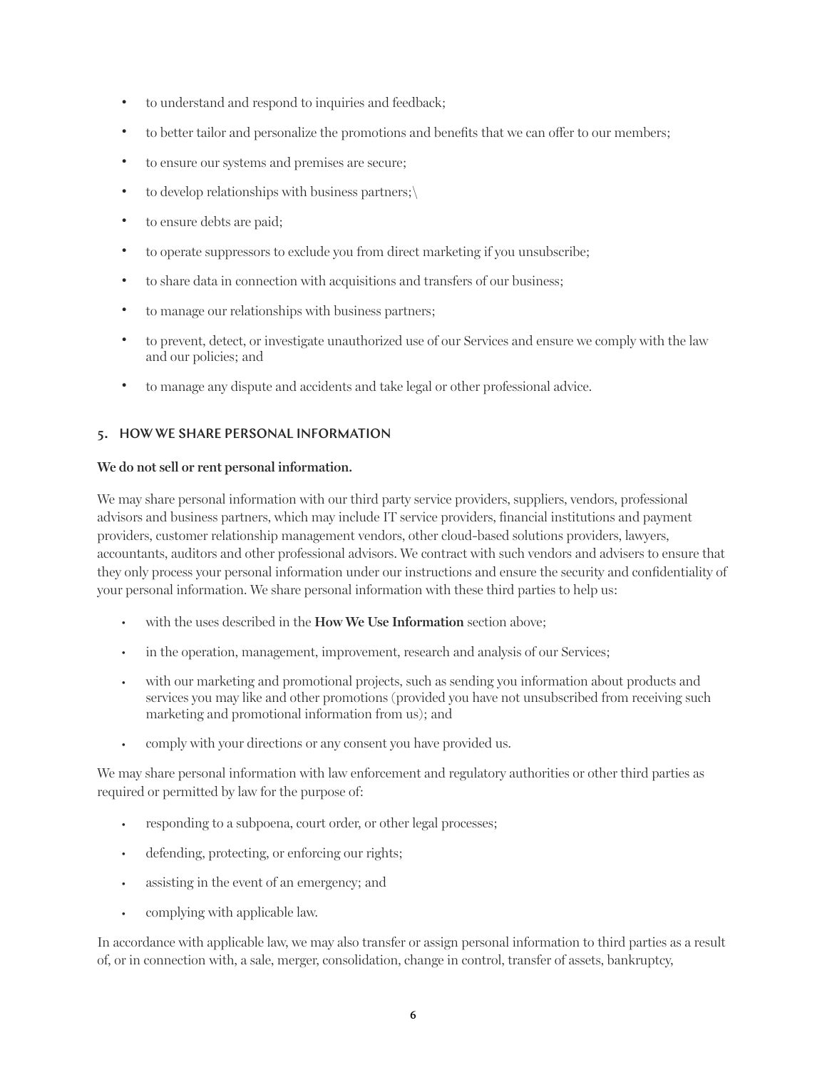- to understand and respond to inquiries and feedback;
- to better tailor and personalize the promotions and benefits that we can offer to our members;
- to ensure our systems and premises are secure;
- to develop relationships with business partners;\
- to ensure debts are paid;
- to operate suppressors to exclude you from direct marketing if you unsubscribe;
- to share data in connection with acquisitions and transfers of our business;
- to manage our relationships with business partners;
- to prevent, detect, or investigate unauthorized use of our Services and ensure we comply with the law and our policies; and
- to manage any dispute and accidents and take legal or other professional advice.

## 5. HOW WE SHARE PERSONAL INFORMATION

**We do not sell or rent personal information.**

We may share personal information with our third party service providers, suppliers, vendors, professional advisors and business partners, which may include IT service providers, financial institutions and payment providers, customer relationship management vendors, other cloud-based solutions providers, lawyers, accountants, auditors and other professional advisors. We contract with such vendors and advisers to ensure that they only process your personal information under our instructions and ensure the security and confidentiality of your personal information. We share personal information with these third parties to help us:

- with the uses described in the **How We Use Information** section above;
- in the operation, management, improvement, research and analysis of our Services;
- with our marketing and promotional projects, such as sending you information about products and services you may like and other promotions (provided you have not unsubscribed from receiving such marketing and promotional information from us); and
- comply with your directions or any consent you have provided us.

We may share personal information with law enforcement and regulatory authorities or other third parties as required or permitted by law for the purpose of:

- responding to a subpoena, court order, or other legal processes;
- defending, protecting, or enforcing our rights;
- assisting in the event of an emergency; and
- complying with applicable law.

In accordance with applicable law, we may also transfer or assign personal information to third parties as a result of, or in connection with, a sale, merger, consolidation, change in control, transfer of assets, bankruptcy,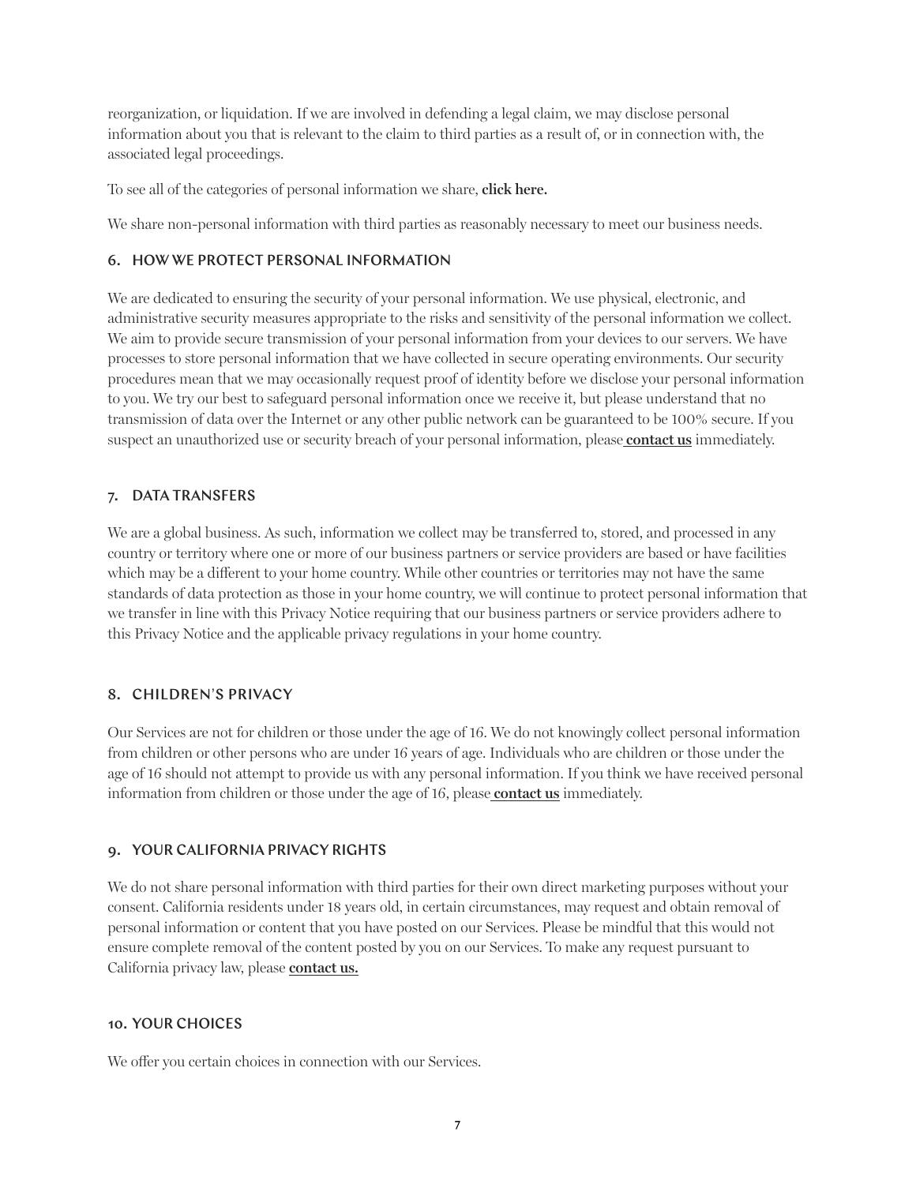reorganization, or liquidation. If we are involved in defending a legal claim, we may disclose personal information about you that is relevant to the claim to third parties as a result of, or in connection with, the associated legal proceedings.

To see all of the categories of personal information we share, **click here.**

We share non-personal information with third parties as reasonably necessary to meet our business needs.

## 6. HOW WE PROTECT PERSONAL INFORMATION

We are dedicated to ensuring the security of your personal information. We use physical, electronic, and administrative security measures appropriate to the risks and sensitivity of the personal information we collect. We aim to provide secure transmission of your personal information from your devices to our servers. We have processes to store personal information that we have collected in secure operating environments. Our security procedures mean that we may occasionally request proof of identity before we disclose your personal information to you. We try our best to safeguard personal information once we receive it, but please understand that no transmission of data over the Internet or any other public network can be guaranteed to be 100% secure. If you suspect an unauthorized use or security breach of your personal information, please **contact us** immediately.

## 7. DATA TRANSFERS

We are a global business. As such, information we collect may be transferred to, stored, and processed in any country or territory where one or more of our business partners or service providers are based or have facilities which may be a different to your home country. While other countries or territories may not have the same standards of data protection as those in your home country, we will continue to protect personal information that we transfer in line with this Privacy Notice requiring that our business partners or service providers adhere to this Privacy Notice and the applicable privacy regulations in your home country.

## 8. CHILDREN'S PRIVACY

Our Services are not for children or those under the age of 16. We do not knowingly collect personal information from children or other persons who are under 16 years of age. Individuals who are children or those under the age of 16 should not attempt to provide us with any personal information. If you think we have received personal information from children or those under the age of 16, please **contact us** immediately.

## 9. YOUR CALIFORNIA PRIVACY RIGHTS

We do not share personal information with third parties for their own direct marketing purposes without your consent. California residents under 18 years old, in certain circumstances, may request and obtain removal of personal information or content that you have posted on our Services. Please be mindful that this would not ensure complete removal of the content posted by you on our Services. To make any request pursuant to California privacy law, please **contact us.**

## 10. YOUR CHOICES

We offer you certain choices in connection with our Services.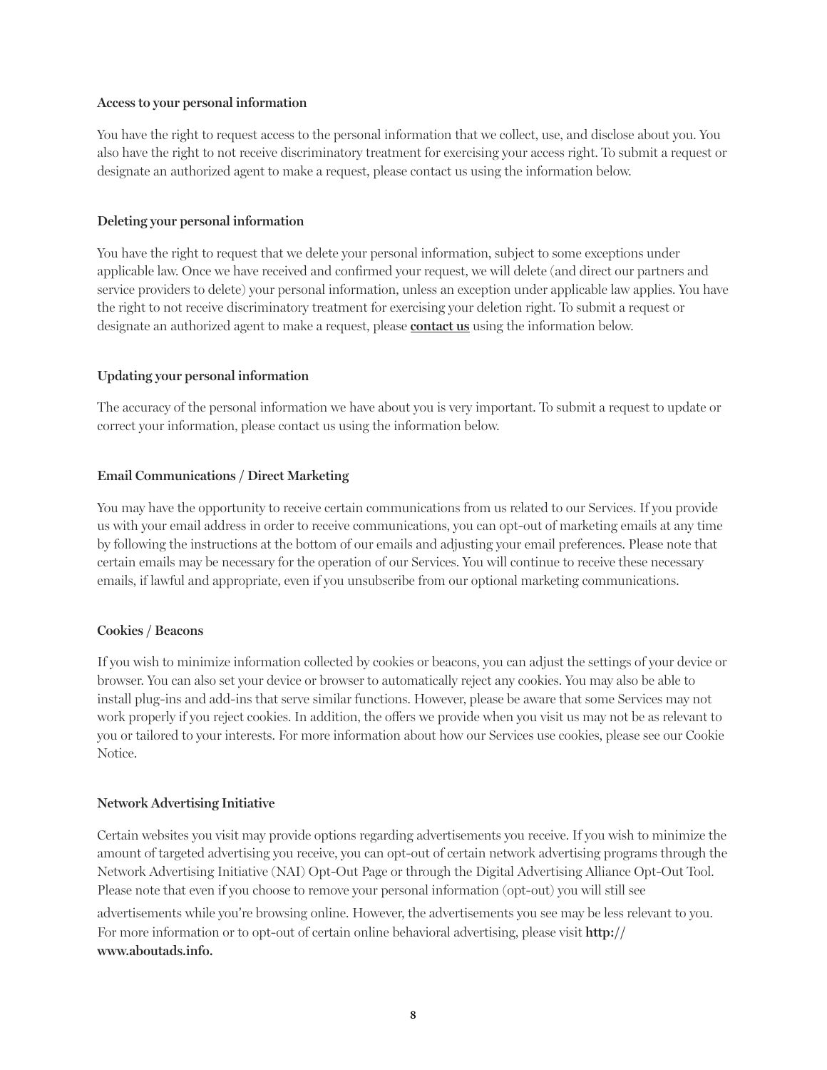**Access to your personal information**

You have the right to request access to the personal information that we collect, use, and disclose about you. You also have the right to not receive discriminatory treatment for exercising your access right. To submit a request or designate an authorized agent to make a request, please contact us using the information below.

**Deleting your personal information**

You have the right to request that we delete your personal information, subject to some exceptions under applicable law. Once we have received and confirmed your request, we will delete (and direct our partners and service providers to delete) your personal information, unless an exception under applicable law applies. You have the right to not receive discriminatory treatment for exercising your deletion right. To submit a request or designate an authorized agent to make a request, please **contact us** using the information below.

**Updating your personal information**

The accuracy of the personal information we have about you is very important. To submit a request to update or correct your information, please contact us using the information below.

**Email Communications / Direct Marketing**

You may have the opportunity to receive certain communications from us related to our Services. If you provide us with your email address in order to receive communications, you can opt-out of marketing emails at any time by following the instructions at the bottom of our emails and adjusting your email preferences. Please note that certain emails may be necessary for the operation of our Services. You will continue to receive these necessary emails, if lawful and appropriate, even if you unsubscribe from our optional marketing communications.

**Cookies / Beacons**

If you wish to minimize information collected by cookies or beacons, you can adjust the settings of your device or browser. You can also set your device or browser to automatically reject any cookies. You may also be able to install plug-ins and add-ins that serve similar functions. However, please be aware that some Services may not work properly if you reject cookies. In addition, the offers we provide when you visit us may not be as relevant to you or tailored to your interests. For more information about how our Services use cookies, please see our Cookie Notice.

**Network Advertising Initiative**

Certain websites you visit may provide options regarding advertisements you receive. If you wish to minimize the amount of targeted advertising you receive, you can opt-out of certain network advertising programs through the Network Advertising Initiative (NAI) Opt-Out Page or through the Digital Advertising Alliance Opt-Out Tool. Please note that even if you choose to remove your personal information (opt-out) you will still see advertisements while you're browsing online. However, the advertisements you see may be less relevant to you. For more information or to opt-out of certain online behavioral advertising, please visit **http://www.aboutads.info.**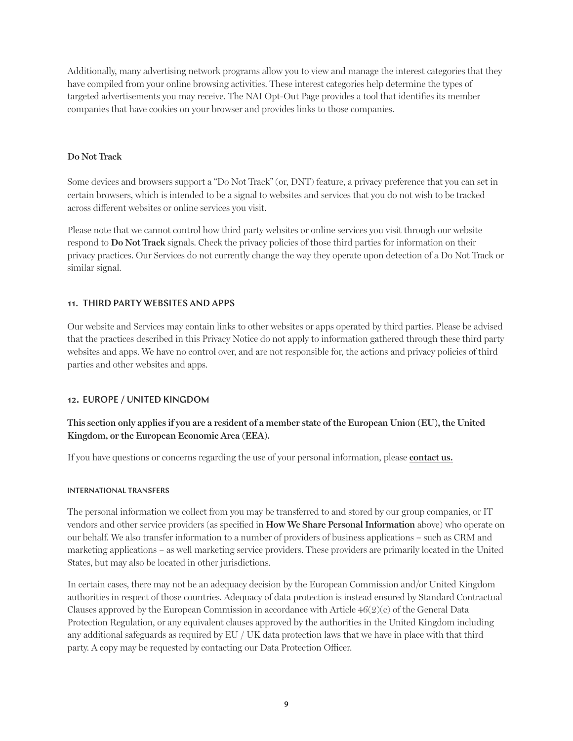Additionally, many advertising network programs allow you to view and manage the interest categories that they have compiled from your online browsing activities. These interest categories help determine the types of targeted advertisements you may receive. The NAI Opt-Out Page provides a tool that identifies its member companies that have cookies on your browser and provides links to those companies.

### Do Not Track

Some devices and browsers support a "Do Not Track" (or, DNT) feature, a privacy preference that you can set in certain browsers, which is intended to be a signal to websites and services that you do not wish to be tracked across different websites or online services you visit.

Please note that we cannot control how third party websites or online services you visit through our website respond to **Do Not Track** signals. Check the privacy policies of those third parties for information on their privacy practices. Our Services do not currently change the way they operate upon detection of a Do Not Track or similar signal.

## 11. THIRD PARTY WEBSITES AND APPS

Our website and Services may contain links to other websites or apps operated by third parties. Please be advised that the practices described in this Privacy Notice do not apply to information gathered through these third party websites and apps. We have no control over, and are not responsible for, the actions and privacy policies of third parties and other websites and apps.

## 12. EUROPE / UNITED KINGDOM

**This section only applies if you are a resident of a member state of the European Union (EU), the United Kingdom, or the European Economic Area (EEA).**

If you have questions or concerns regarding the use of your personal information, please **contact us.**

### INTERNATIONAL TRANSFERS

The personal information we collect from you may be transferred to and stored by our group companies, or IT vendors and other service providers (as specified in **How We Share Personal Information** above) who operate on our behalf. We also transfer information to a number of providers of business applications – such as CRM and marketing applications – as well marketing service providers. These providers are primarily located in the United States, but may also be located in other jurisdictions.

In certain cases, there may not be an adequacy decision by the European Commission and/or United Kingdom authorities in respect of those countries. Adequacy of data protection is instead ensured by Standard Contractual Clauses approved by the European Commission in accordance with Article 46(2)(c) of the General Data Protection Regulation, or any equivalent clauses approved by the authorities in the United Kingdom including any additional safeguards as required by EU / UK data protection laws that we have in place with that third party. A copy may be requested by contacting our Data Protection Officer.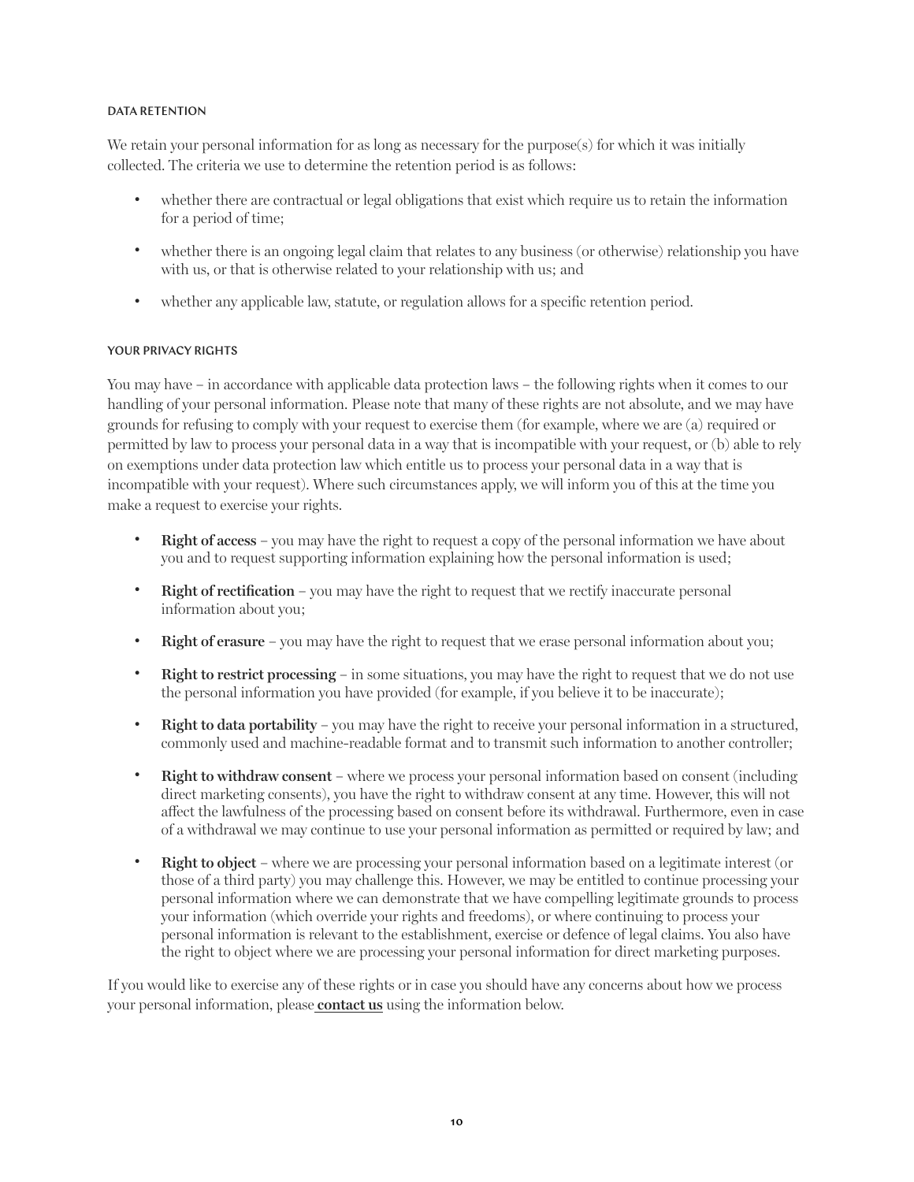### DATA RETENTION

We retain your personal information for as long as necessary for the purpose(s) for which it was initially collected. The criteria we use to determine the retention period is as follows:

- whether there are contractual or legal obligations that exist which require us to retain the information for a period of time;
- whether there is an ongoing legal claim that relates to any business (or otherwise) relationship you have with us, or that is otherwise related to your relationship with us; and
- whether any applicable law, statute, or regulation allows for a specific retention period.

### YOUR PRIVACY RIGHTS

You may have – in accordance with applicable data protection laws – the following rights when it comes to our handling of your personal information. Please note that many of these rights are not absolute, and we may have grounds for refusing to comply with your request to exercise them (for example, where we are (a) required or permitted by law to process your personal data in a way that is incompatible with your request, or (b) able to rely on exemptions under data protection law which entitle us to process your personal data in a way that is incompatible with your request). Where such circumstances apply, we will inform you of this at the time you make a request to exercise your rights.

- **Right of access** – you may have the right to request a copy of the personal information we have about you and to request supporting information explaining how the personal information is used;
- **Right of rectification** – you may have the right to request that we rectify inaccurate personal information about you;
- **Right of erasure** – you may have the right to request that we erase personal information about you;
- **Right to restrict processing** – in some situations, you may have the right to request that we do not use the personal information you have provided (for example, if you believe it to be inaccurate);
- **Right to data portability** – you may have the right to receive your personal information in a structured, commonly used and machine-readable format and to transmit such information to another controller;
- **Right to withdraw consent** – where we process your personal information based on consent (including direct marketing consents), you have the right to withdraw consent at any time. However, this will not affect the lawfulness of the processing based on consent before its withdrawal. Furthermore, even in case of a withdrawal we may continue to use your personal information as permitted or required by law; and
- **Right to object** – where we are processing your personal information based on a legitimate interest (or those of a third party) you may challenge this. However, we may be entitled to continue processing your personal information where we can demonstrate that we have compelling legitimate grounds to process your information (which override your rights and freedoms), or where continuing to process your personal information is relevant to the establishment, exercise or defence of legal claims. You also have the right to object where we are processing your personal information for direct marketing purposes.

If you would like to exercise any of these rights or in case you should have any concerns about how we process your personal information, please **contact us** using the information below.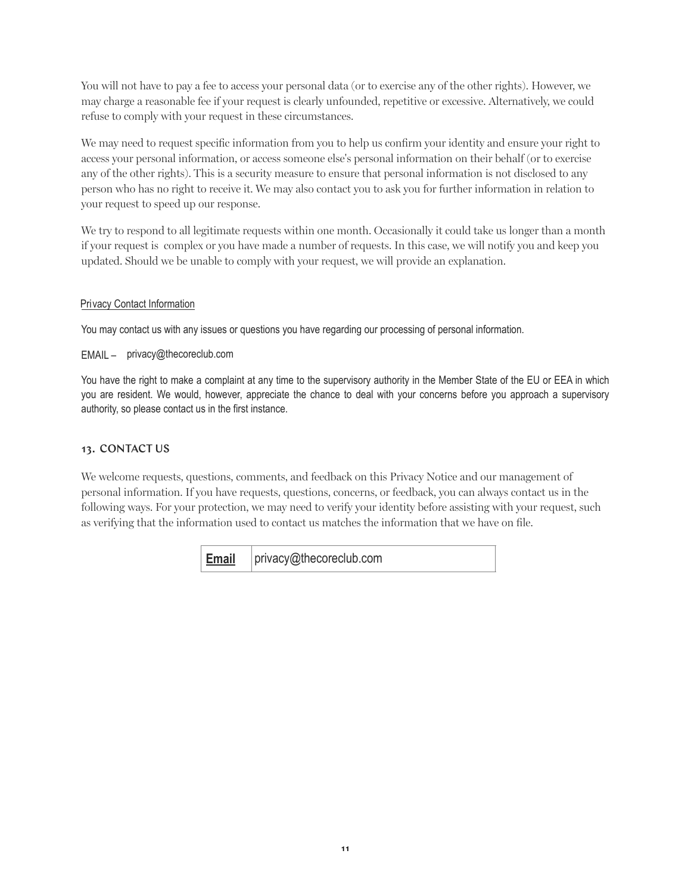You will not have to pay a fee to access your personal data (or to exercise any of the other rights). However, we may charge a reasonable fee if your request is clearly unfounded, repetitive or excessive. Alternatively, we could refuse to comply with your request in these circumstances.

We may need to request specific information from you to help us confirm your identity and ensure your right to access your personal information, or access someone else's personal information on their behalf (or to exercise any of the other rights). This is a security measure to ensure that personal information is not disclosed to any person who has no right to receive it. We may also contact you to ask you for further information in relation to your request to speed up our response.

We try to respond to all legitimate requests within one month. Occasionally it could take us longer than a month if your request is complex or you have made a number of requests. In this case, we will notify you and keep you updated. Should we be unable to comply with your request, we will provide an explanation.

<u>Privacy Contact Information</u>

You may contact us with any issues or questions you have regarding our processing of personal information.

EMAIL – privacy@thecoreclub.com

You have the right to make a complaint at any time to the supervisory authority in the Member State of the EU or EEA in which you are resident. We would, however, appreciate the chance to deal with your concerns before you approach a supervisory authority, so please contact us in the first instance.

## 13. CONTACT US

We welcome requests, questions, comments, and feedback on this Privacy Notice and our management of personal information. If you have requests, questions, concerns, or feedback, you can always contact us in the following ways. For your protection, we may need to verify your identity before assisting with your request, such as verifying that the information used to contact us matches the information that we have on file.

| **Email** | privacy@thecoreclub.com |
|---|---|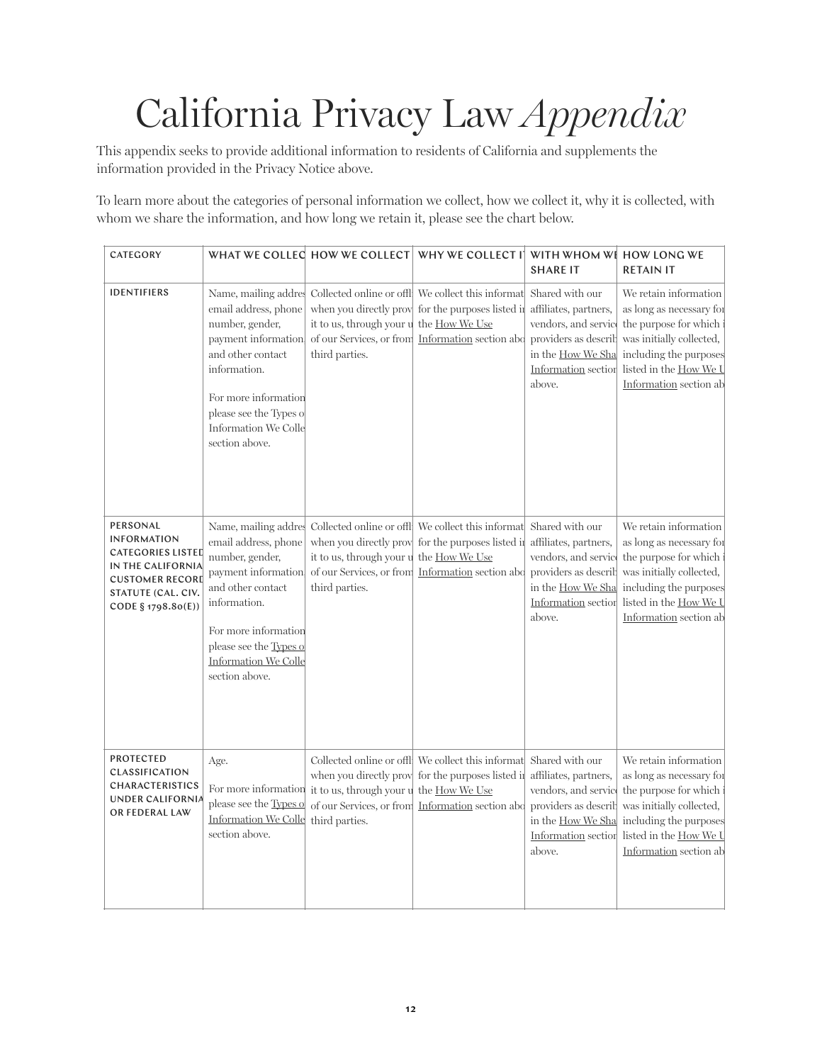# California Privacy Law *Appendix*

This appendix seeks to provide additional information to residents of California and supplements the information provided in the Privacy Notice above.

To learn more about the categories of personal information we collect, how we collect it, why it is collected, with whom we share the information, and how long we retain it, please see the chart below.

| CATEGORY | WHAT WE COLLEC | HOW WE COLLECT | WHY WE COLLECT I | WITH WHOM WE SHARE IT | HOW LONG WE RETAIN IT |
|---|---|---|---|---|---|
| IDENTIFIERS | Name, mailing addres email address, phone number, gender, payment information and other contact information. For more information please see the Types o Information We Colle section above. | Collected online or offl when you directly prov it to us, through your u of our Services, or from third parties. | We collect this informat for the purposes listed i the How We Use Information section abo | Shared with our affiliates, partners, vendors, and servic providers as describ in the How We Sha Information sectio above. | We retain information as long as necessary fo the purpose for which i was initially collected, including the purposes listed in the How We U Information section ab |
| PERSONAL INFORMATION CATEGORIES LISTED IN THE CALIFORNIA CUSTOMER RECORD STATUTE (CAL. CIV. CODE § 1798.80(E)) | Name, mailing addres email address, phone number, gender, payment information and other contact information. For more information please see the Types o Information We Colle section above. | Collected online or offl when you directly prov it to us, through your u of our Services, or from third parties. | We collect this informat for the purposes listed i the How We Use Information section abo | Shared with our affiliates, partners, vendors, and servic providers as describ in the How We Sha Information sectio above. | We retain information as long as necessary fo the purpose for which i was initially collected, including the purposes listed in the How We U Information section ab |
| PROTECTED CLASSIFICATION CHARACTERISTICS UNDER CALIFORNIA OR FEDERAL LAW | Age. For more information please see the Types o Information We Colle section above. | Collected online or offl when you directly prov it to us, through your u of our Services, or from third parties. | We collect this informat for the purposes listed i the How We Use Information section abo | Shared with our affiliates, partners, vendors, and servic providers as describ in the How We Sha Information sectio above. | We retain information as long as necessary fo the purpose for which i was initially collected, including the purposes listed in the How We U Information section ab |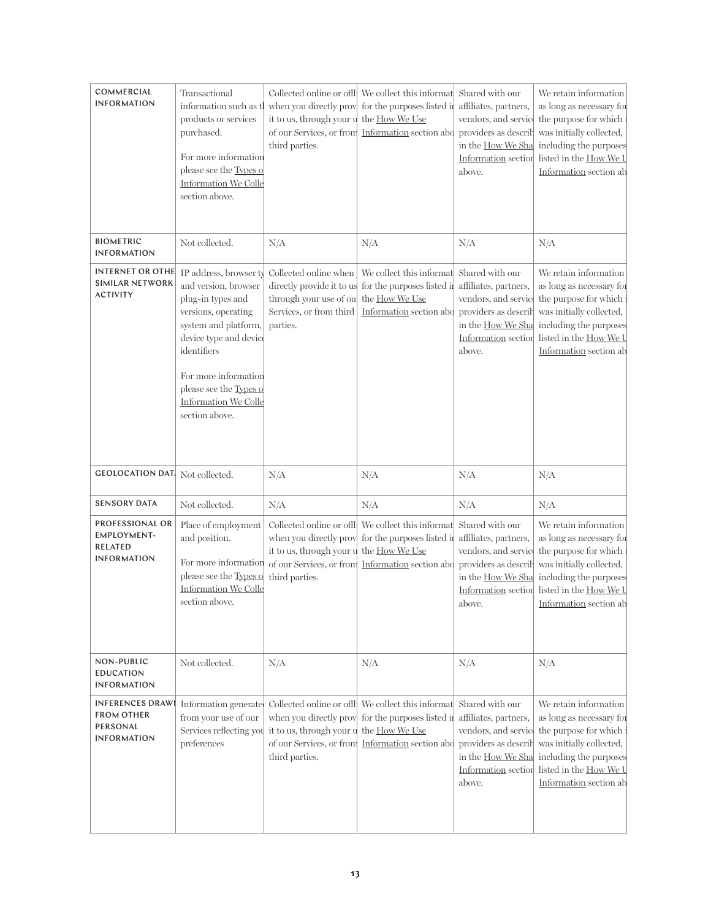| COMMERCIAL INFORMATION | Transactional information such as tl products or services purchased. For more information please see the Types o Information We Colle section above. | Collected online or offl when you directly prov it to us, through your u of our Services, or from third parties. | We collect this informat for the purposes listed ir the How We Use Information section abo | Shared with our affiliates, partners, vendors, and servic providers as describ in the How We Sha Information sectior above. | We retain information as long as necessary for the purpose for which i was initially collected, including the purposes listed in the How We U Information section ab |
|---|---|---|---|---|---|
| BIOMETRIC INFORMATION | Not collected. | N/A | N/A | N/A | N/A |
| INTERNET OR OTHE SIMILAR NETWORK ACTIVITY | IP address, browser ty and version, browser plug-in types and versions, operating system and platform, device type and device identifiers For more information please see the Types o Information We Colle section above. | Collected online when directly provide it to us through your use of ou Services, or from third parties. | We collect this informat for the purposes listed ir the How We Use Information section abo | Shared with our affiliates, partners, vendors, and servic providers as describ in the How We Sha Information sectior above. | We retain information as long as necessary for the purpose for which i was initially collected, including the purposes listed in the How We U Information section ab |
| GEOLOCATION DAT | Not collected. | N/A | N/A | N/A | N/A |
| SENSORY DATA | Not collected. | N/A | N/A | N/A | N/A |
| PROFESSIONAL OR EMPLOYMENT-RELATED INFORMATION | Place of employment and position. For more information please see the Types o Information We Colle section above. | Collected online or offl when you directly prov it to us, through your u of our Services, or from third parties. | We collect this informat for the purposes listed ir the How We Use Information section abo | Shared with our affiliates, partners, vendors, and servic providers as describ in the How We Sha Information sectior above. | We retain information as long as necessary for the purpose for which i was initially collected, including the purposes listed in the How We U Information section ab |
| NON-PUBLIC EDUCATION INFORMATION | Not collected. | N/A | N/A | N/A | N/A |
| INFERENCES DRAWI FROM OTHER PERSONAL INFORMATION | Information generatec from your use of our Services reflecting you preferences | Collected online or offl when you directly prov it to us, through your u of our Services, or from third parties. | We collect this informat for the purposes listed ir the How We Use Information section abo | Shared with our affiliates, partners, vendors, and servic providers as describ in the How We Sha Information sectior above. | We retain information as long as necessary for the purpose for which i was initially collected, including the purposes listed in the How We U Information section ab |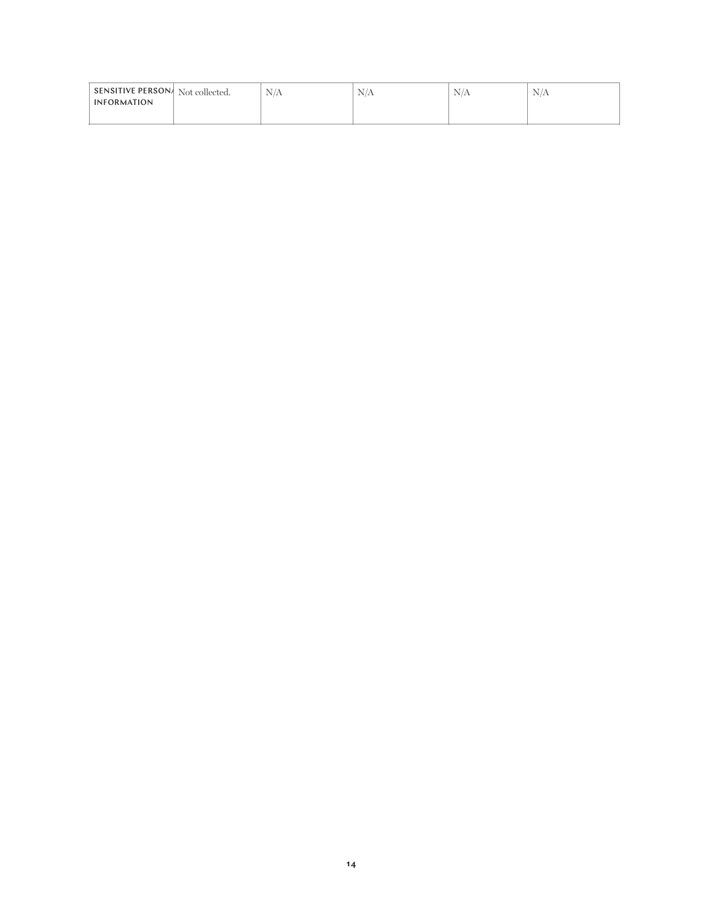| | | | | | |
|---|---|---|---|---|---|
| **SENSITIVE PERSONAL INFORMATION** | Not collected. | N/A | N/A | N/A | N/A |